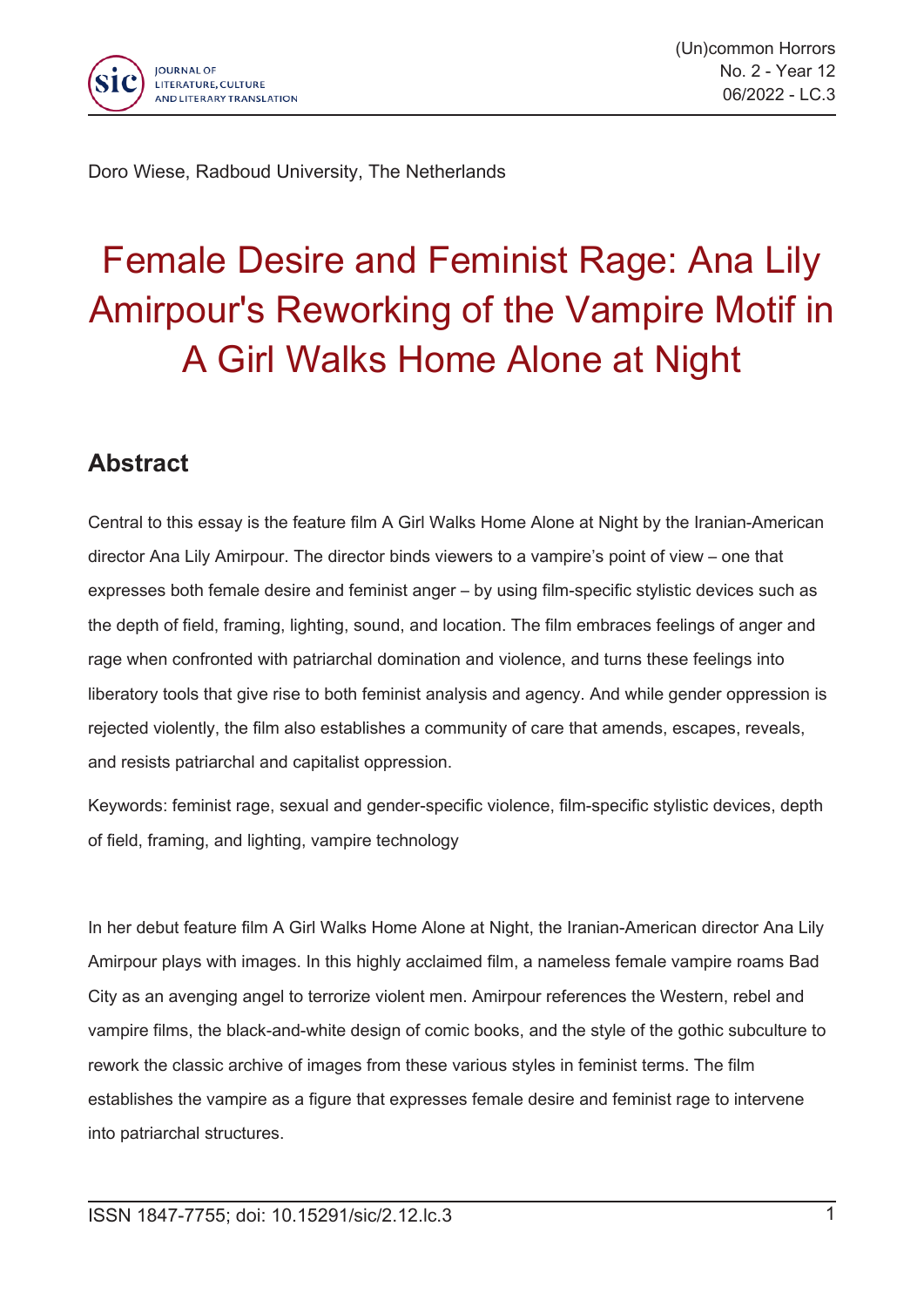Doro Wiese, Radboud University, The Netherlands

# Female Desire and Feminist Rage: Ana Lily Amirpour's Reworking of the Vampire Motif in A Girl Walks Home Alone at Night

## Abstract

Central to this essay is the feature film A Girl Walks Home Alone at Night by the Iranian-American director Ana Lily Amirpour. The director binds viewers to a vampire's point of view – one that expresses both female desire and feminist anger – by using film-specific stylistic devices such as the depth of field, framing, lighting, sound, and location. The film embraces feelings of anger and rage when confronted with patriarchal domination and violence, and turns these feelings into liberatory tools that give rise to both feminist analysis and agency. And while gender oppression is rejected violently, the film also establishes a community of care that amends, escapes, reveals, and resists patriarchal and capitalist oppression.

Keywords: feminist rage, sexual and gender-specific violence, film-specific stylistic devices, depth of field, framing, and lighting, vampire technology

In her debut feature film A Girl Walks Home Alone at Night, the Iranian-American director Ana Lily Amirpour plays with images. In this highly acclaimed film, a nameless female vampire roams Bad City as an avenging angel to terrorize violent men. Amirpour references the Western, rebel and vampire films, the black-and-white design of comic books, and the style of the gothic subculture to rework the classic archive of images from these various styles in feminist terms. The film establishes the vampire as a figure that expresses female desire and feminist rage to intervene into patriarchal structures.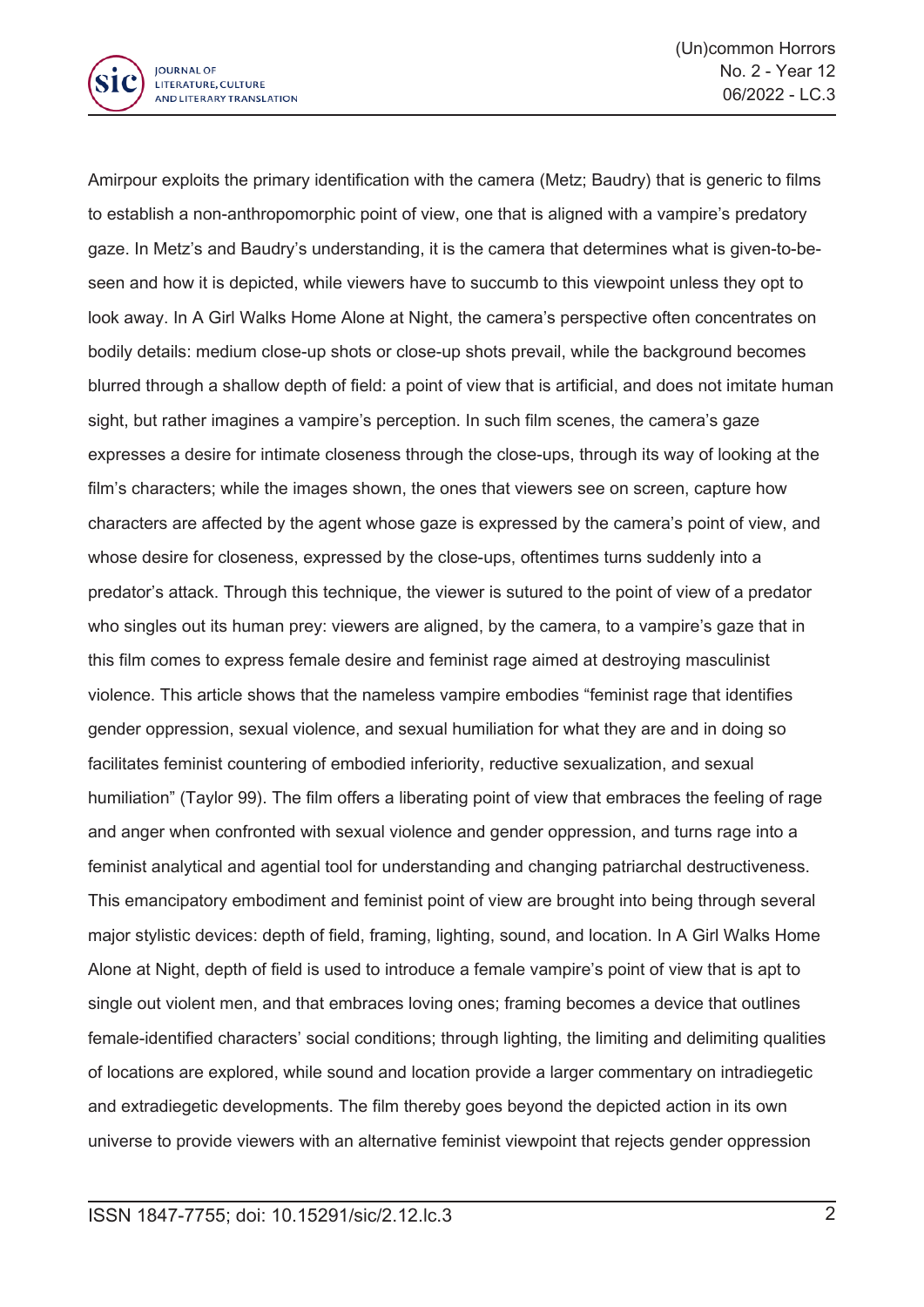Amirpour exploits the primary identification with the camera (Metz; Baudry) that is generic to films to establish a non-anthropomorphic point of view, one that is aligned with a vampire's predatory gaze. In Metz's and Baudry's understanding, it is the camera that determines what is given-to-be-seen and how it is depicted, while viewers have to succumb to this viewpoint unless they opt to look away. In A Girl Walks Home Alone at Night, the camera's perspective often concentrates on bodily details: medium close-up shots or close-up shots prevail, while the background becomes blurred through a shallow depth of field: a point of view that is artificial, and does not imitate human sight, but rather imagines a vampire's perception. In such film scenes, the camera's gaze expresses a desire for intimate closeness through the close-ups, through its way of looking at the film's characters; while the images shown, the ones that viewers see on screen, capture how characters are affected by the agent whose gaze is expressed by the camera's point of view, and whose desire for closeness, expressed by the close-ups, oftentimes turns suddenly into a predator's attack. Through this technique, the viewer is sutured to the point of view of a predator who singles out its human prey: viewers are aligned, by the camera, to a vampire's gaze that in this film comes to express female desire and feminist rage aimed at destroying masculinist violence. This article shows that the nameless vampire embodies "feminist rage that identifies gender oppression, sexual violence, and sexual humiliation for what they are and in doing so facilitates feminist countering of embodied inferiority, reductive sexualization, and sexual humiliation" (Taylor 99). The film offers a liberating point of view that embraces the feeling of rage and anger when confronted with sexual violence and gender oppression, and turns rage into a feminist analytical and agential tool for understanding and changing patriarchal destructiveness. This emancipatory embodiment and feminist point of view are brought into being through several major stylistic devices: depth of field, framing, lighting, sound, and location. In A Girl Walks Home Alone at Night, depth of field is used to introduce a female vampire's point of view that is apt to single out violent men, and that embraces loving ones; framing becomes a device that outlines female-identified characters' social conditions; through lighting, the limiting and delimiting qualities of locations are explored, while sound and location provide a larger commentary on intradiegetic and extradiegetic developments. The film thereby goes beyond the depicted action in its own universe to provide viewers with an alternative feminist viewpoint that rejects gender oppression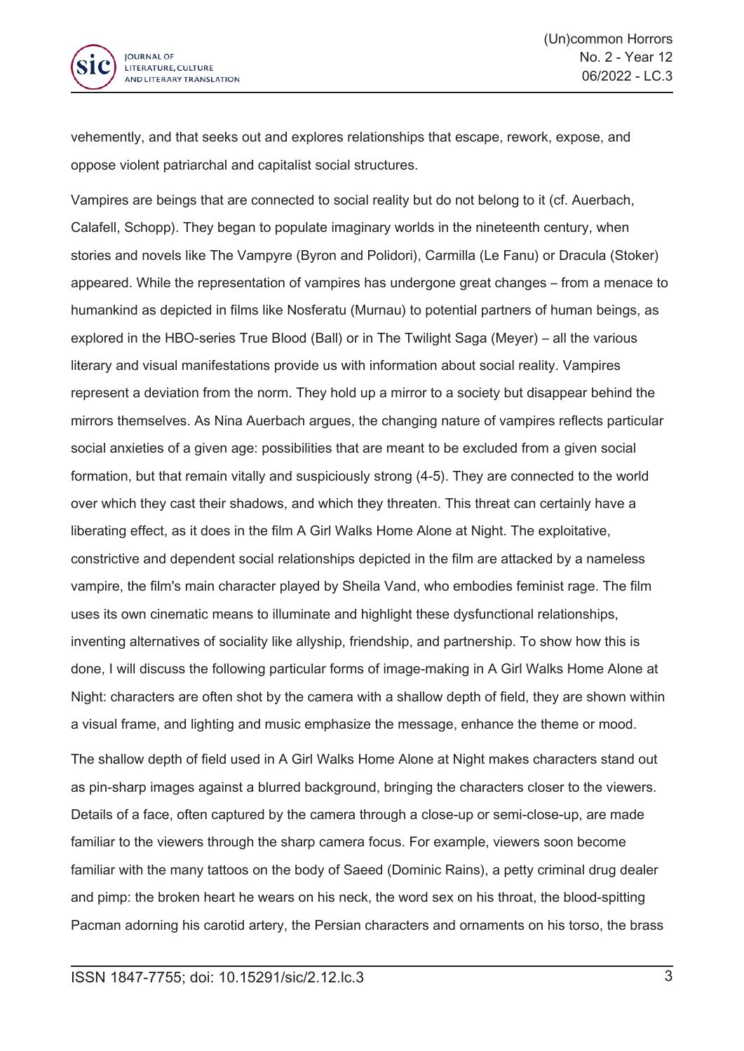vehemently, and that seeks out and explores relationships that escape, rework, expose, and oppose violent patriarchal and capitalist social structures.

Vampires are beings that are connected to social reality but do not belong to it (cf. Auerbach, Calafell, Schopp). They began to populate imaginary worlds in the nineteenth century, when stories and novels like The Vampyre (Byron and Polidori), Carmilla (Le Fanu) or Dracula (Stoker) appeared. While the representation of vampires has undergone great changes – from a menace to humankind as depicted in films like Nosferatu (Murnau) to potential partners of human beings, as explored in the HBO-series True Blood (Ball) or in The Twilight Saga (Meyer) – all the various literary and visual manifestations provide us with information about social reality. Vampires represent a deviation from the norm. They hold up a mirror to a society but disappear behind the mirrors themselves. As Nina Auerbach argues, the changing nature of vampires reflects particular social anxieties of a given age: possibilities that are meant to be excluded from a given social formation, but that remain vitally and suspiciously strong (4-5). They are connected to the world over which they cast their shadows, and which they threaten. This threat can certainly have a liberating effect, as it does in the film A Girl Walks Home Alone at Night. The exploitative, constrictive and dependent social relationships depicted in the film are attacked by a nameless vampire, the film's main character played by Sheila Vand, who embodies feminist rage. The film uses its own cinematic means to illuminate and highlight these dysfunctional relationships, inventing alternatives of sociality like allyship, friendship, and partnership. To show how this is done, I will discuss the following particular forms of image-making in A Girl Walks Home Alone at Night: characters are often shot by the camera with a shallow depth of field, they are shown within a visual frame, and lighting and music emphasize the message, enhance the theme or mood.

The shallow depth of field used in A Girl Walks Home Alone at Night makes characters stand out as pin-sharp images against a blurred background, bringing the characters closer to the viewers. Details of a face, often captured by the camera through a close-up or semi-close-up, are made familiar to the viewers through the sharp camera focus. For example, viewers soon become familiar with the many tattoos on the body of Saeed (Dominic Rains), a petty criminal drug dealer and pimp: the broken heart he wears on his neck, the word sex on his throat, the blood-spitting Pacman adorning his carotid artery, the Persian characters and ornaments on his torso, the brass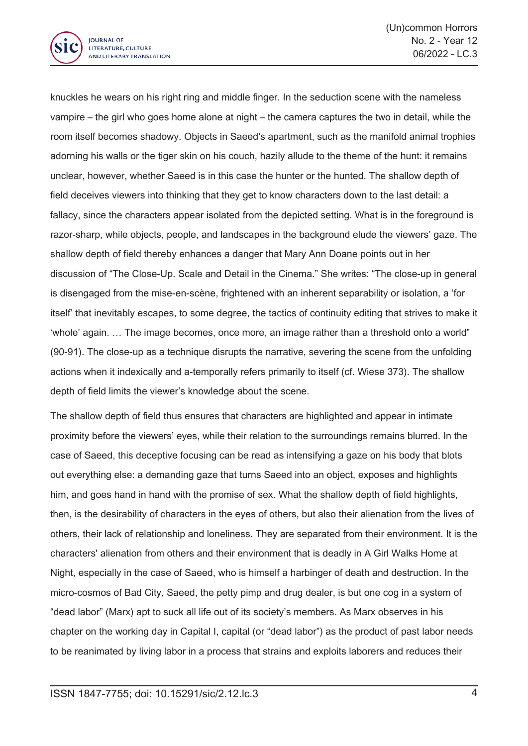knuckles he wears on his right ring and middle finger. In the seduction scene with the nameless vampire – the girl who goes home alone at night – the camera captures the two in detail, while the room itself becomes shadowy. Objects in Saeed's apartment, such as the manifold animal trophies adorning his walls or the tiger skin on his couch, hazily allude to the theme of the hunt: it remains unclear, however, whether Saeed is in this case the hunter or the hunted. The shallow depth of field deceives viewers into thinking that they get to know characters down to the last detail: a fallacy, since the characters appear isolated from the depicted setting. What is in the foreground is razor-sharp, while objects, people, and landscapes in the background elude the viewers' gaze. The shallow depth of field thereby enhances a danger that Mary Ann Doane points out in her discussion of "The Close-Up. Scale and Detail in the Cinema." She writes: "The close-up in general is disengaged from the mise-en-scène, frightened with an inherent separability or isolation, a 'for itself' that inevitably escapes, to some degree, the tactics of continuity editing that strives to make it 'whole' again. … The image becomes, once more, an image rather than a threshold onto a world" (90-91). The close-up as a technique disrupts the narrative, severing the scene from the unfolding actions when it indexically and a-temporally refers primarily to itself (cf. Wiese 373). The shallow depth of field limits the viewer's knowledge about the scene.

The shallow depth of field thus ensures that characters are highlighted and appear in intimate proximity before the viewers' eyes, while their relation to the surroundings remains blurred. In the case of Saeed, this deceptive focusing can be read as intensifying a gaze on his body that blots out everything else: a demanding gaze that turns Saeed into an object, exposes and highlights him, and goes hand in hand with the promise of sex. What the shallow depth of field highlights, then, is the desirability of characters in the eyes of others, but also their alienation from the lives of others, their lack of relationship and loneliness. They are separated from their environment. It is the characters' alienation from others and their environment that is deadly in A Girl Walks Home at Night, especially in the case of Saeed, who is himself a harbinger of death and destruction. In the micro-cosmos of Bad City, Saeed, the petty pimp and drug dealer, is but one cog in a system of "dead labor" (Marx) apt to suck all life out of its society's members. As Marx observes in his chapter on the working day in Capital I, capital (or "dead labor") as the product of past labor needs to be reanimated by living labor in a process that strains and exploits laborers and reduces their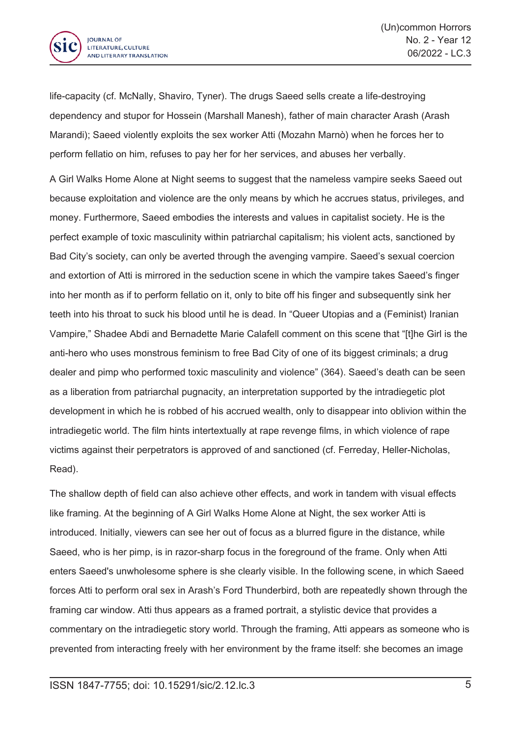life-capacity (cf. McNally, Shaviro, Tyner). The drugs Saeed sells create a life-destroying dependency and stupor for Hossein (Marshall Manesh), father of main character Arash (Arash Marandi); Saeed violently exploits the sex worker Atti (Mozahn Marnò) when he forces her to perform fellatio on him, refuses to pay her for her services, and abuses her verbally.

A Girl Walks Home Alone at Night seems to suggest that the nameless vampire seeks Saeed out because exploitation and violence are the only means by which he accrues status, privileges, and money. Furthermore, Saeed embodies the interests and values in capitalist society. He is the perfect example of toxic masculinity within patriarchal capitalism; his violent acts, sanctioned by Bad City's society, can only be averted through the avenging vampire. Saeed's sexual coercion and extortion of Atti is mirrored in the seduction scene in which the vampire takes Saeed's finger into her month as if to perform fellatio on it, only to bite off his finger and subsequently sink her teeth into his throat to suck his blood until he is dead. In "Queer Utopias and a (Feminist) Iranian Vampire," Shadee Abdi and Bernadette Marie Calafell comment on this scene that "[t]he Girl is the anti-hero who uses monstrous feminism to free Bad City of one of its biggest criminals; a drug dealer and pimp who performed toxic masculinity and violence" (364). Saeed's death can be seen as a liberation from patriarchal pugnacity, an interpretation supported by the intradiegetic plot development in which he is robbed of his accrued wealth, only to disappear into oblivion within the intradiegetic world. The film hints intertextually at rape revenge films, in which violence of rape victims against their perpetrators is approved of and sanctioned (cf. Ferreday, Heller-Nicholas, Read).

The shallow depth of field can also achieve other effects, and work in tandem with visual effects like framing. At the beginning of A Girl Walks Home Alone at Night, the sex worker Atti is introduced. Initially, viewers can see her out of focus as a blurred figure in the distance, while Saeed, who is her pimp, is in razor-sharp focus in the foreground of the frame. Only when Atti enters Saeed's unwholesome sphere is she clearly visible. In the following scene, in which Saeed forces Atti to perform oral sex in Arash's Ford Thunderbird, both are repeatedly shown through the framing car window. Atti thus appears as a framed portrait, a stylistic device that provides a commentary on the intradiegetic story world. Through the framing, Atti appears as someone who is prevented from interacting freely with her environment by the frame itself: she becomes an image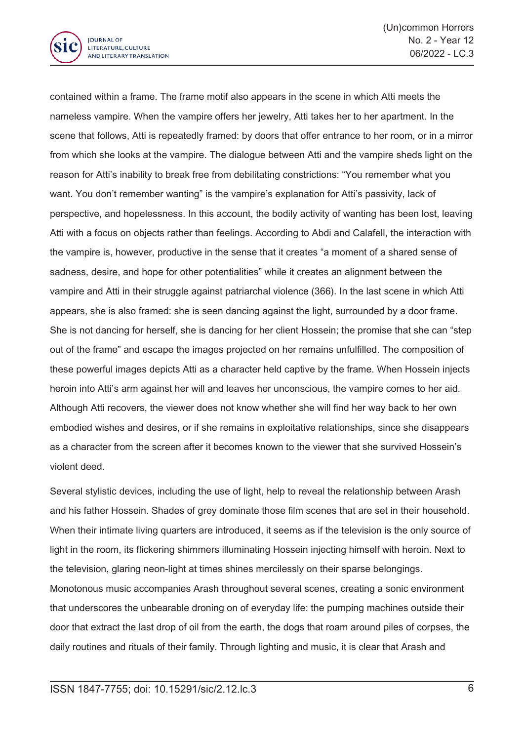contained within a frame. The frame motif also appears in the scene in which Atti meets the nameless vampire. When the vampire offers her jewelry, Atti takes her to her apartment. In the scene that follows, Atti is repeatedly framed: by doors that offer entrance to her room, or in a mirror from which she looks at the vampire. The dialogue between Atti and the vampire sheds light on the reason for Atti's inability to break free from debilitating constrictions: "You remember what you want. You don't remember wanting" is the vampire's explanation for Atti's passivity, lack of perspective, and hopelessness. In this account, the bodily activity of wanting has been lost, leaving Atti with a focus on objects rather than feelings. According to Abdi and Calafell, the interaction with the vampire is, however, productive in the sense that it creates "a moment of a shared sense of sadness, desire, and hope for other potentialities" while it creates an alignment between the vampire and Atti in their struggle against patriarchal violence (366). In the last scene in which Atti appears, she is also framed: she is seen dancing against the light, surrounded by a door frame. She is not dancing for herself, she is dancing for her client Hossein; the promise that she can "step out of the frame" and escape the images projected on her remains unfulfilled. The composition of these powerful images depicts Atti as a character held captive by the frame. When Hossein injects heroin into Atti's arm against her will and leaves her unconscious, the vampire comes to her aid. Although Atti recovers, the viewer does not know whether she will find her way back to her own embodied wishes and desires, or if she remains in exploitative relationships, since she disappears as a character from the screen after it becomes known to the viewer that she survived Hossein's violent deed.

Several stylistic devices, including the use of light, help to reveal the relationship between Arash and his father Hossein. Shades of grey dominate those film scenes that are set in their household. When their intimate living quarters are introduced, it seems as if the television is the only source of light in the room, its flickering shimmers illuminating Hossein injecting himself with heroin. Next to the television, glaring neon-light at times shines mercilessly on their sparse belongings. Monotonous music accompanies Arash throughout several scenes, creating a sonic environment that underscores the unbearable droning on of everyday life: the pumping machines outside their door that extract the last drop of oil from the earth, the dogs that roam around piles of corpses, the daily routines and rituals of their family. Through lighting and music, it is clear that Arash and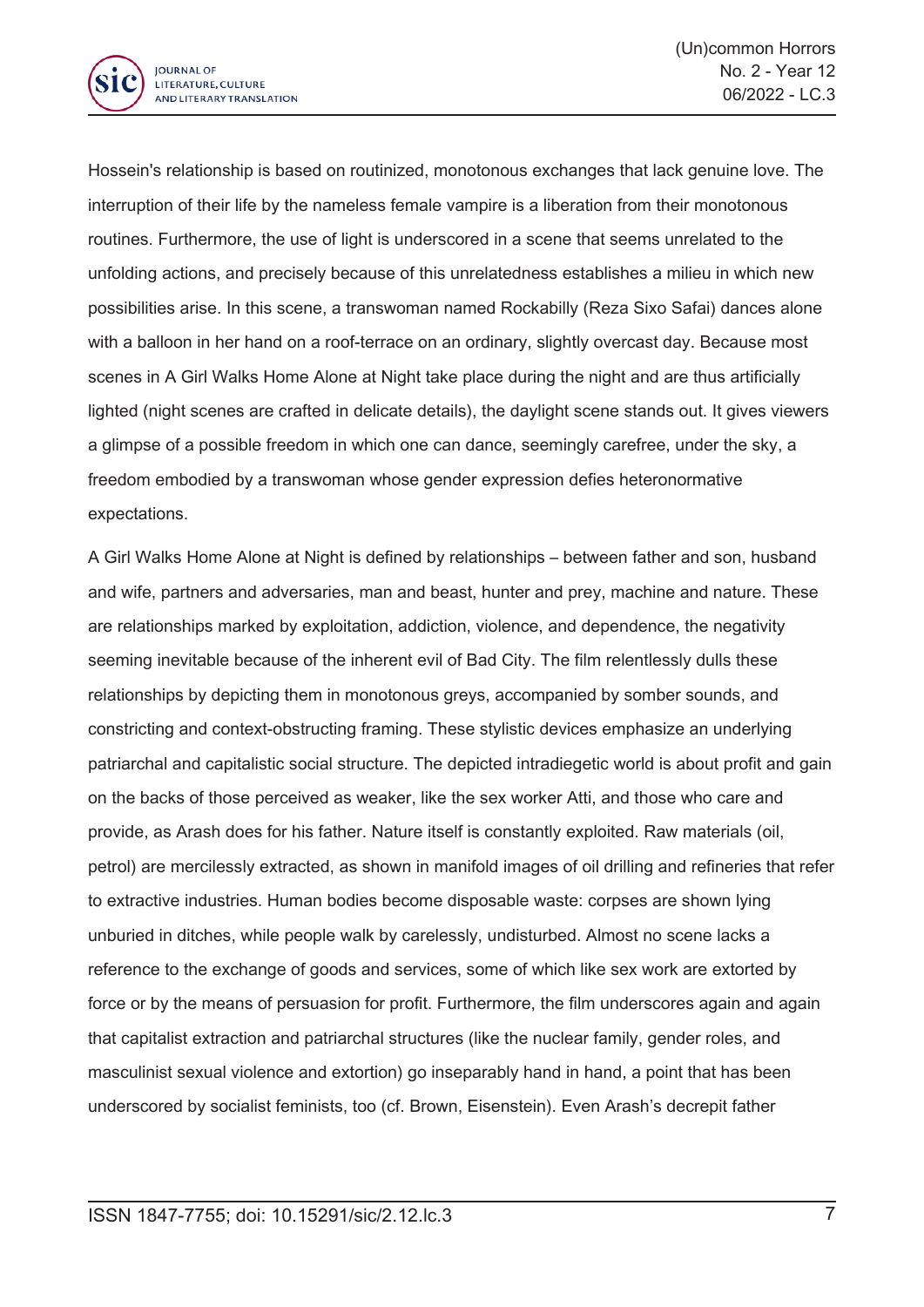Hossein's relationship is based on routinized, monotonous exchanges that lack genuine love. The interruption of their life by the nameless female vampire is a liberation from their monotonous routines. Furthermore, the use of light is underscored in a scene that seems unrelated to the unfolding actions, and precisely because of this unrelatedness establishes a milieu in which new possibilities arise. In this scene, a transwoman named Rockabilly (Reza Sixo Safai) dances alone with a balloon in her hand on a roof-terrace on an ordinary, slightly overcast day. Because most scenes in A Girl Walks Home Alone at Night take place during the night and are thus artificially lighted (night scenes are crafted in delicate details), the daylight scene stands out. It gives viewers a glimpse of a possible freedom in which one can dance, seemingly carefree, under the sky, a freedom embodied by a transwoman whose gender expression defies heteronormative expectations.

A Girl Walks Home Alone at Night is defined by relationships – between father and son, husband and wife, partners and adversaries, man and beast, hunter and prey, machine and nature. These are relationships marked by exploitation, addiction, violence, and dependence, the negativity seeming inevitable because of the inherent evil of Bad City. The film relentlessly dulls these relationships by depicting them in monotonous greys, accompanied by somber sounds, and constricting and context-obstructing framing. These stylistic devices emphasize an underlying patriarchal and capitalistic social structure. The depicted intradiegetic world is about profit and gain on the backs of those perceived as weaker, like the sex worker Atti, and those who care and provide, as Arash does for his father. Nature itself is constantly exploited. Raw materials (oil, petrol) are mercilessly extracted, as shown in manifold images of oil drilling and refineries that refer to extractive industries. Human bodies become disposable waste: corpses are shown lying unburied in ditches, while people walk by carelessly, undisturbed. Almost no scene lacks a reference to the exchange of goods and services, some of which like sex work are extorted by force or by the means of persuasion for profit. Furthermore, the film underscores again and again that capitalist extraction and patriarchal structures (like the nuclear family, gender roles, and masculinist sexual violence and extortion) go inseparably hand in hand, a point that has been underscored by socialist feminists, too (cf. Brown, Eisenstein). Even Arash's decrepit father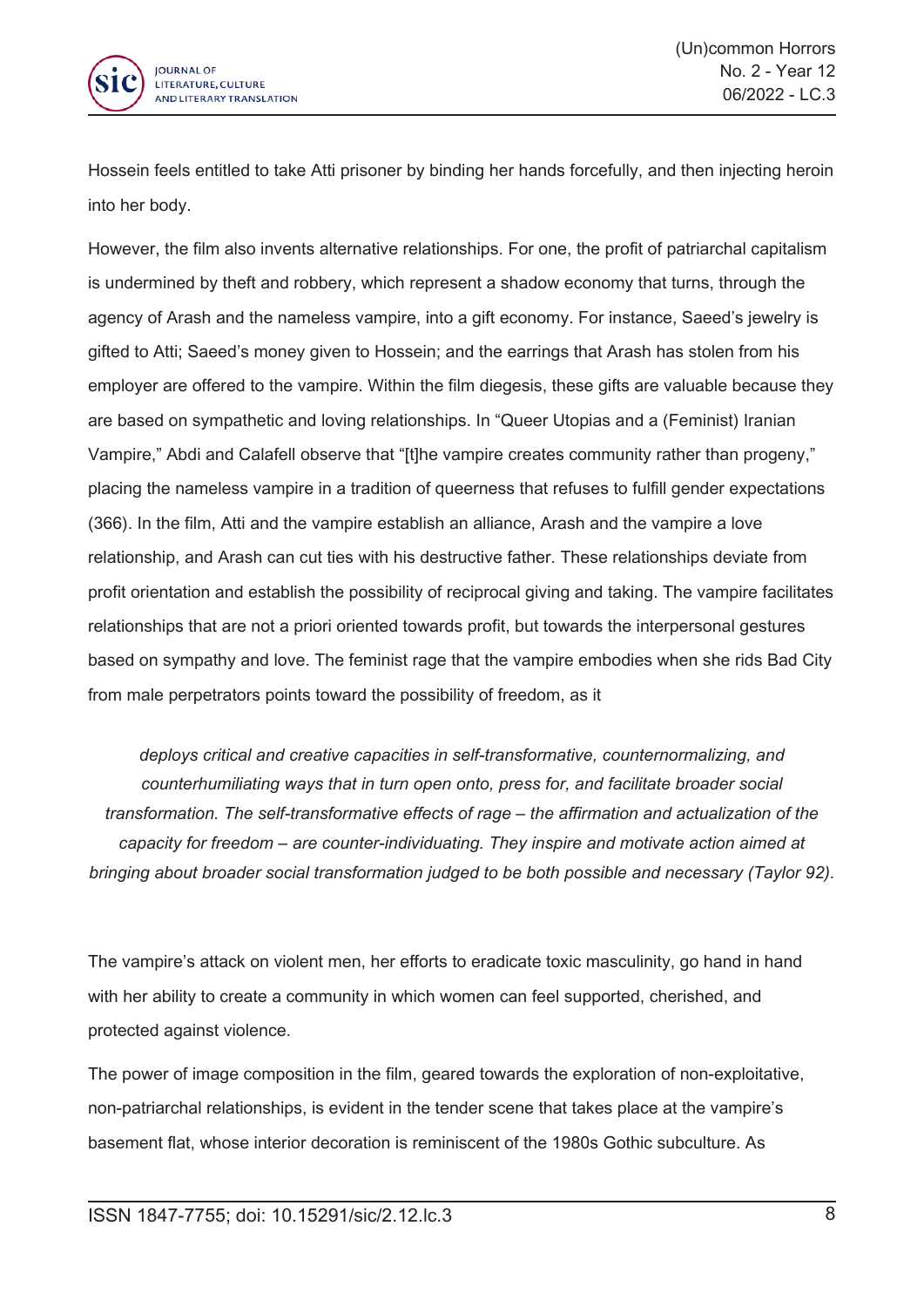Hossein feels entitled to take Atti prisoner by binding her hands forcefully, and then injecting heroin into her body.

However, the film also invents alternative relationships. For one, the profit of patriarchal capitalism is undermined by theft and robbery, which represent a shadow economy that turns, through the agency of Arash and the nameless vampire, into a gift economy. For instance, Saeed's jewelry is gifted to Atti; Saeed's money given to Hossein; and the earrings that Arash has stolen from his employer are offered to the vampire. Within the film diegesis, these gifts are valuable because they are based on sympathetic and loving relationships. In "Queer Utopias and a (Feminist) Iranian Vampire," Abdi and Calafell observe that "[t]he vampire creates community rather than progeny," placing the nameless vampire in a tradition of queerness that refuses to fulfill gender expectations (366). In the film, Atti and the vampire establish an alliance, Arash and the vampire a love relationship, and Arash can cut ties with his destructive father. These relationships deviate from profit orientation and establish the possibility of reciprocal giving and taking. The vampire facilitates relationships that are not a priori oriented towards profit, but towards the interpersonal gestures based on sympathy and love. The feminist rage that the vampire embodies when she rids Bad City from male perpetrators points toward the possibility of freedom, as it

> *deploys critical and creative capacities in self-transformative, counternormalizing, and counterhumiliating ways that in turn open onto, press for, and facilitate broader social transformation. The self-transformative effects of rage – the affirmation and actualization of the capacity for freedom – are counter-individuating. They inspire and motivate action aimed at bringing about broader social transformation judged to be both possible and necessary (Taylor 92).*

The vampire's attack on violent men, her efforts to eradicate toxic masculinity, go hand in hand with her ability to create a community in which women can feel supported, cherished, and protected against violence.

The power of image composition in the film, geared towards the exploration of non-exploitative, non-patriarchal relationships, is evident in the tender scene that takes place at the vampire's basement flat, whose interior decoration is reminiscent of the 1980s Gothic subculture. As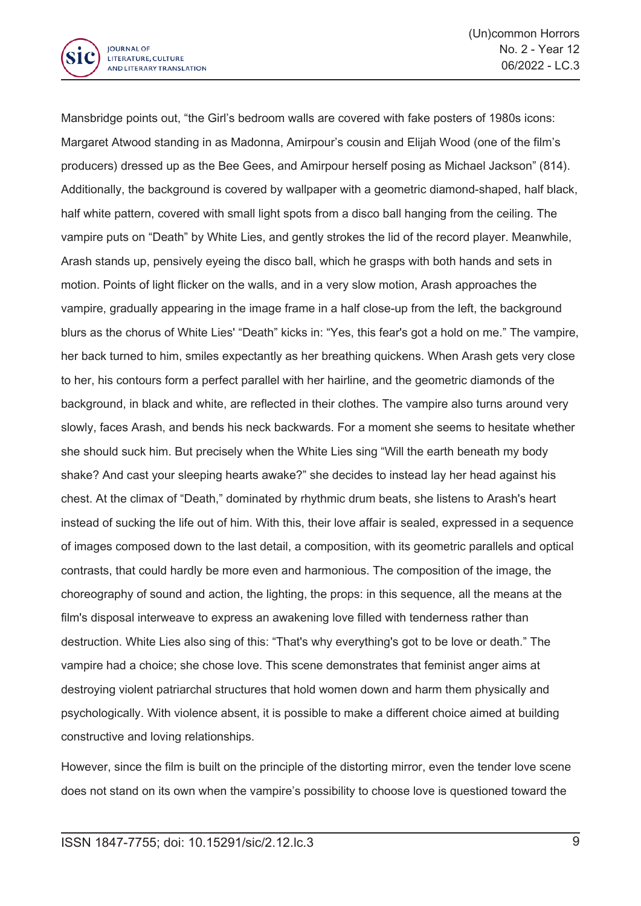Mansbridge points out, “the Girl’s bedroom walls are covered with fake posters of 1980s icons: Margaret Atwood standing in as Madonna, Amirpour’s cousin and Elijah Wood (one of the film’s producers) dressed up as the Bee Gees, and Amirpour herself posing as Michael Jackson” (814). Additionally, the background is covered by wallpaper with a geometric diamond-shaped, half black, half white pattern, covered with small light spots from a disco ball hanging from the ceiling. The vampire puts on “Death” by White Lies, and gently strokes the lid of the record player. Meanwhile, Arash stands up, pensively eyeing the disco ball, which he grasps with both hands and sets in motion. Points of light flicker on the walls, and in a very slow motion, Arash approaches the vampire, gradually appearing in the image frame in a half close-up from the left, the background blurs as the chorus of White Lies' “Death” kicks in: “Yes, this fear's got a hold on me.” The vampire, her back turned to him, smiles expectantly as her breathing quickens. When Arash gets very close to her, his contours form a perfect parallel with her hairline, and the geometric diamonds of the background, in black and white, are reflected in their clothes. The vampire also turns around very slowly, faces Arash, and bends his neck backwards. For a moment she seems to hesitate whether she should suck him. But precisely when the White Lies sing “Will the earth beneath my body shake? And cast your sleeping hearts awake?” she decides to instead lay her head against his chest. At the climax of “Death,” dominated by rhythmic drum beats, she listens to Arash's heart instead of sucking the life out of him. With this, their love affair is sealed, expressed in a sequence of images composed down to the last detail, a composition, with its geometric parallels and optical contrasts, that could hardly be more even and harmonious. The composition of the image, the choreography of sound and action, the lighting, the props: in this sequence, all the means at the film's disposal interweave to express an awakening love filled with tenderness rather than destruction. White Lies also sing of this: “That's why everything's got to be love or death.” The vampire had a choice; she chose love. This scene demonstrates that feminist anger aims at destroying violent patriarchal structures that hold women down and harm them physically and psychologically. With violence absent, it is possible to make a different choice aimed at building constructive and loving relationships.

However, since the film is built on the principle of the distorting mirror, even the tender love scene does not stand on its own when the vampire’s possibility to choose love is questioned toward the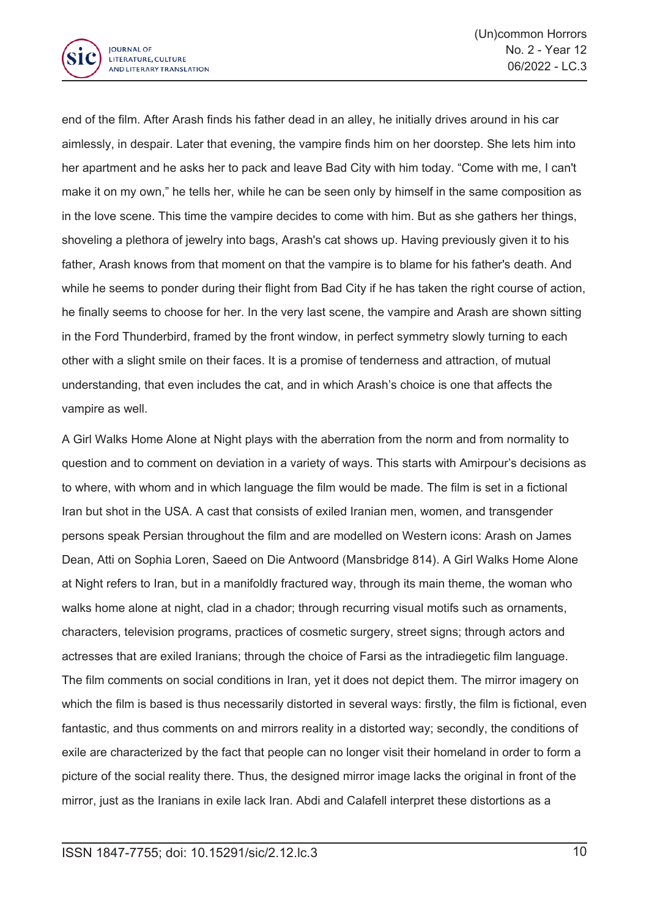end of the film. After Arash finds his father dead in an alley, he initially drives around in his car aimlessly, in despair. Later that evening, the vampire finds him on her doorstep. She lets him into her apartment and he asks her to pack and leave Bad City with him today. “Come with me, I can't make it on my own,” he tells her, while he can be seen only by himself in the same composition as in the love scene. This time the vampire decides to come with him. But as she gathers her things, shoveling a plethora of jewelry into bags, Arash's cat shows up. Having previously given it to his father, Arash knows from that moment on that the vampire is to blame for his father's death. And while he seems to ponder during their flight from Bad City if he has taken the right course of action, he finally seems to choose for her. In the very last scene, the vampire and Arash are shown sitting in the Ford Thunderbird, framed by the front window, in perfect symmetry slowly turning to each other with a slight smile on their faces. It is a promise of tenderness and attraction, of mutual understanding, that even includes the cat, and in which Arash’s choice is one that affects the vampire as well.

A Girl Walks Home Alone at Night plays with the aberration from the norm and from normality to question and to comment on deviation in a variety of ways. This starts with Amirpour’s decisions as to where, with whom and in which language the film would be made. The film is set in a fictional Iran but shot in the USA. A cast that consists of exiled Iranian men, women, and transgender persons speak Persian throughout the film and are modelled on Western icons: Arash on James Dean, Atti on Sophia Loren, Saeed on Die Antwoord (Mansbridge 814). A Girl Walks Home Alone at Night refers to Iran, but in a manifoldly fractured way, through its main theme, the woman who walks home alone at night, clad in a chador; through recurring visual motifs such as ornaments, characters, television programs, practices of cosmetic surgery, street signs; through actors and actresses that are exiled Iranians; through the choice of Farsi as the intradiegetic film language. The film comments on social conditions in Iran, yet it does not depict them. The mirror imagery on which the film is based is thus necessarily distorted in several ways: firstly, the film is fictional, even fantastic, and thus comments on and mirrors reality in a distorted way; secondly, the conditions of exile are characterized by the fact that people can no longer visit their homeland in order to form a picture of the social reality there. Thus, the designed mirror image lacks the original in front of the mirror, just as the Iranians in exile lack Iran. Abdi and Calafell interpret these distortions as a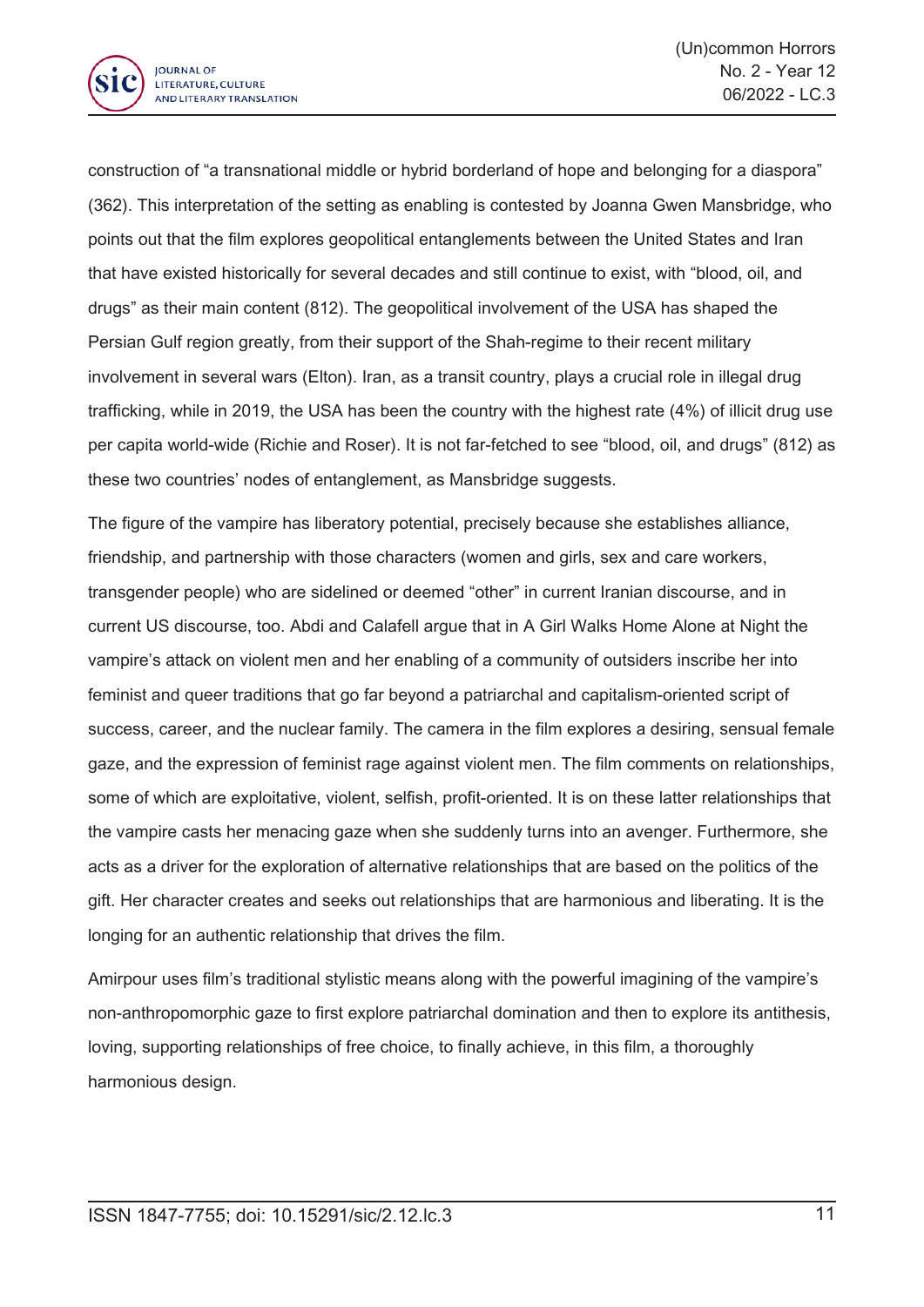construction of "a transnational middle or hybrid borderland of hope and belonging for a diaspora" (362). This interpretation of the setting as enabling is contested by Joanna Gwen Mansbridge, who points out that the film explores geopolitical entanglements between the United States and Iran that have existed historically for several decades and still continue to exist, with "blood, oil, and drugs" as their main content (812). The geopolitical involvement of the USA has shaped the Persian Gulf region greatly, from their support of the Shah-regime to their recent military involvement in several wars (Elton). Iran, as a transit country, plays a crucial role in illegal drug trafficking, while in 2019, the USA has been the country with the highest rate (4%) of illicit drug use per capita world-wide (Richie and Roser). It is not far-fetched to see "blood, oil, and drugs" (812) as these two countries' nodes of entanglement, as Mansbridge suggests.

The figure of the vampire has liberatory potential, precisely because she establishes alliance, friendship, and partnership with those characters (women and girls, sex and care workers, transgender people) who are sidelined or deemed "other" in current Iranian discourse, and in current US discourse, too. Abdi and Calafell argue that in A Girl Walks Home Alone at Night the vampire's attack on violent men and her enabling of a community of outsiders inscribe her into feminist and queer traditions that go far beyond a patriarchal and capitalism-oriented script of success, career, and the nuclear family. The camera in the film explores a desiring, sensual female gaze, and the expression of feminist rage against violent men. The film comments on relationships, some of which are exploitative, violent, selfish, profit-oriented. It is on these latter relationships that the vampire casts her menacing gaze when she suddenly turns into an avenger. Furthermore, she acts as a driver for the exploration of alternative relationships that are based on the politics of the gift. Her character creates and seeks out relationships that are harmonious and liberating. It is the longing for an authentic relationship that drives the film.

Amirpour uses film's traditional stylistic means along with the powerful imagining of the vampire's non-anthropomorphic gaze to first explore patriarchal domination and then to explore its antithesis, loving, supporting relationships of free choice, to finally achieve, in this film, a thoroughly harmonious design.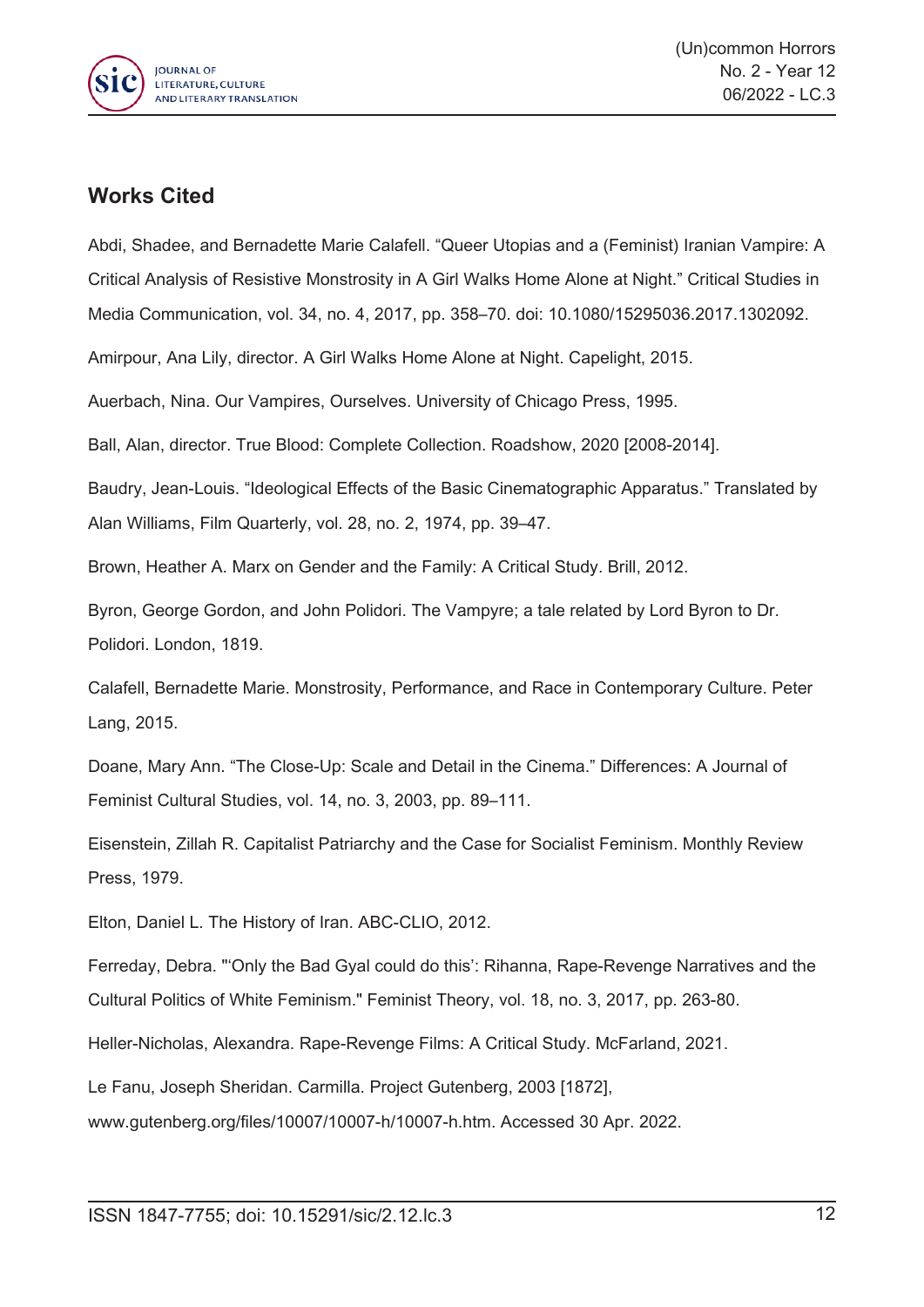## Works Cited

Abdi, Shadee, and Bernadette Marie Calafell. “Queer Utopias and a (Feminist) Iranian Vampire: A Critical Analysis of Resistive Monstrosity in A Girl Walks Home Alone at Night.” Critical Studies in Media Communication, vol. 34, no. 4, 2017, pp. 358–70. doi: 10.1080/15295036.2017.1302092.

Amirpour, Ana Lily, director. A Girl Walks Home Alone at Night. Capelight, 2015.

Auerbach, Nina. Our Vampires, Ourselves. University of Chicago Press, 1995.

Ball, Alan, director. True Blood: Complete Collection. Roadshow, 2020 [2008-2014].

Baudry, Jean-Louis. “Ideological Effects of the Basic Cinematographic Apparatus.” Translated by Alan Williams, Film Quarterly, vol. 28, no. 2, 1974, pp. 39–47.

Brown, Heather A. Marx on Gender and the Family: A Critical Study. Brill, 2012.

Byron, George Gordon, and John Polidori. The Vampyre; a tale related by Lord Byron to Dr. Polidori. London, 1819.

Calafell, Bernadette Marie. Monstrosity, Performance, and Race in Contemporary Culture. Peter Lang, 2015.

Doane, Mary Ann. “The Close-Up: Scale and Detail in the Cinema.” Differences: A Journal of Feminist Cultural Studies, vol. 14, no. 3, 2003, pp. 89–111.

Eisenstein, Zillah R. Capitalist Patriarchy and the Case for Socialist Feminism. Monthly Review Press, 1979.

Elton, Daniel L. The History of Iran. ABC-CLIO, 2012.

Ferreday, Debra. "‘Only the Bad Gyal could do this’: Rihanna, Rape-Revenge Narratives and the Cultural Politics of White Feminism." Feminist Theory, vol. 18, no. 3, 2017, pp. 263-80.

Heller-Nicholas, Alexandra. Rape-Revenge Films: A Critical Study. McFarland, 2021.

Le Fanu, Joseph Sheridan. Carmilla. Project Gutenberg, 2003 [1872], www.gutenberg.org/files/10007/10007-h/10007-h.htm. Accessed 30 Apr. 2022.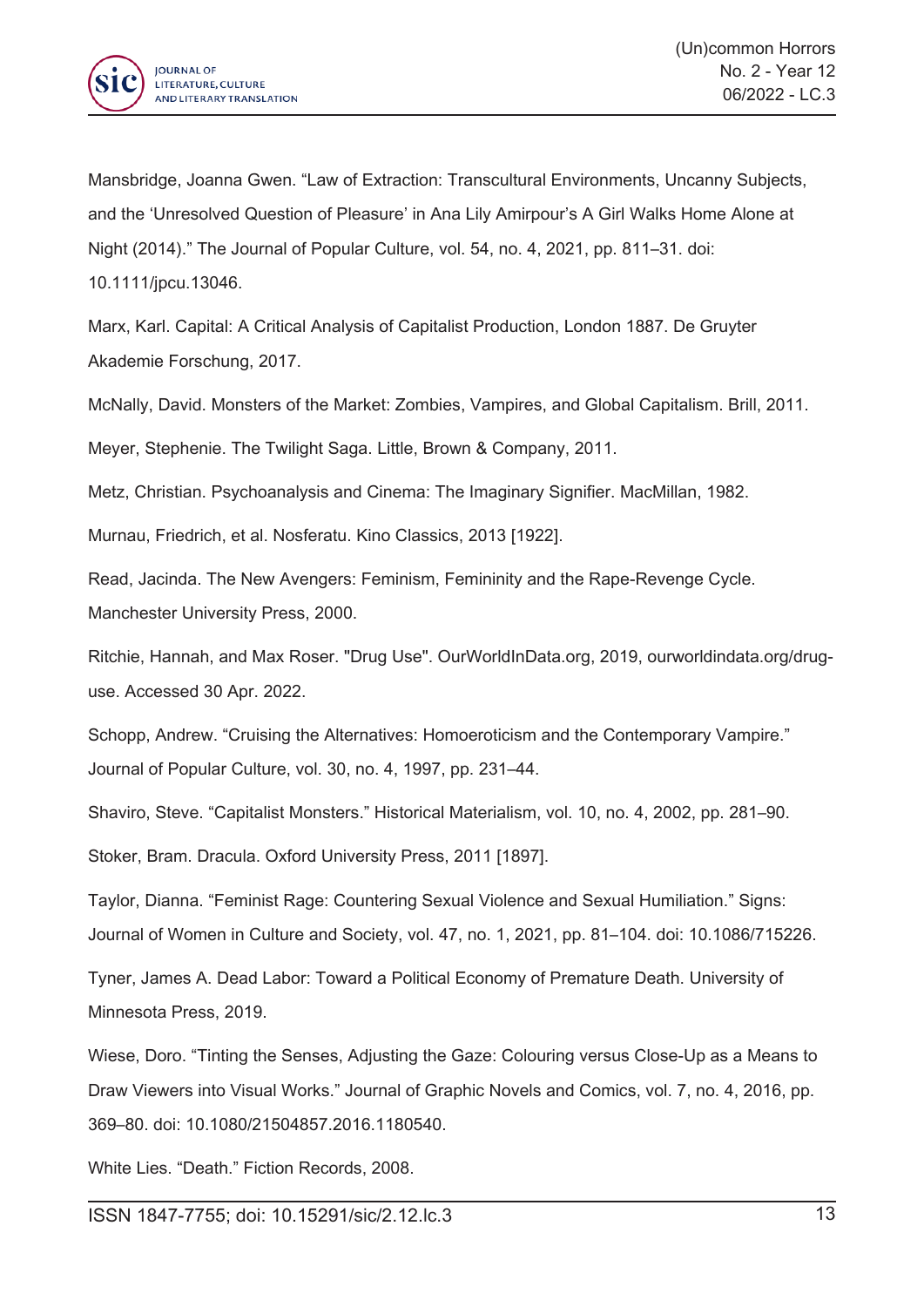Mansbridge, Joanna Gwen. “Law of Extraction: Transcultural Environments, Uncanny Subjects, and the ‘Unresolved Question of Pleasure’ in Ana Lily Amirpour’s A Girl Walks Home Alone at Night (2014).” The Journal of Popular Culture, vol. 54, no. 4, 2021, pp. 811–31. doi: 10.1111/jpcu.13046.

Marx, Karl. Capital: A Critical Analysis of Capitalist Production, London 1887. De Gruyter Akademie Forschung, 2017.

McNally, David. Monsters of the Market: Zombies, Vampires, and Global Capitalism. Brill, 2011.

Meyer, Stephenie. The Twilight Saga. Little, Brown & Company, 2011.

Metz, Christian. Psychoanalysis and Cinema: The Imaginary Signifier. MacMillan, 1982.

Murnau, Friedrich, et al. Nosferatu. Kino Classics, 2013 [1922].

Read, Jacinda. The New Avengers: Feminism, Femininity and the Rape-Revenge Cycle. Manchester University Press, 2000.

Ritchie, Hannah, and Max Roser. "Drug Use". OurWorldInData.org, 2019, ourworldindata.org/drug-use. Accessed 30 Apr. 2022.

Schopp, Andrew. “Cruising the Alternatives: Homoeroticism and the Contemporary Vampire.” Journal of Popular Culture, vol. 30, no. 4, 1997, pp. 231–44.

Shaviro, Steve. “Capitalist Monsters.” Historical Materialism, vol. 10, no. 4, 2002, pp. 281–90.

Stoker, Bram. Dracula. Oxford University Press, 2011 [1897].

Taylor, Dianna. “Feminist Rage: Countering Sexual Violence and Sexual Humiliation.” Signs: Journal of Women in Culture and Society, vol. 47, no. 1, 2021, pp. 81–104. doi: 10.1086/715226.

Tyner, James A. Dead Labor: Toward a Political Economy of Premature Death. University of Minnesota Press, 2019.

Wiese, Doro. “Tinting the Senses, Adjusting the Gaze: Colouring versus Close-Up as a Means to Draw Viewers into Visual Works.” Journal of Graphic Novels and Comics, vol. 7, no. 4, 2016, pp. 369–80. doi: 10.1080/21504857.2016.1180540.

White Lies. “Death.” Fiction Records, 2008.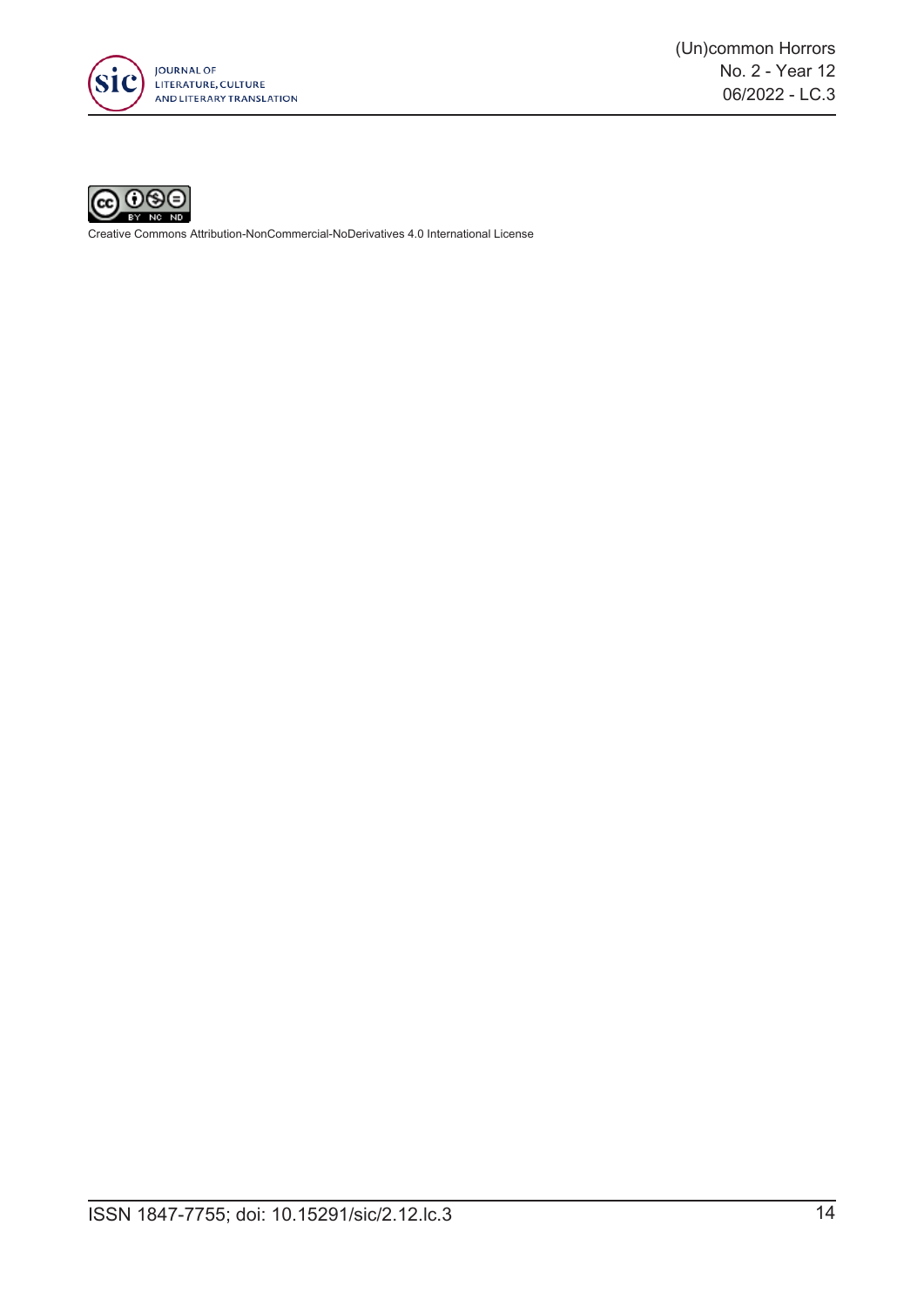Creative Commons Attribution-NonCommercial-NoDerivatives 4.0 International License